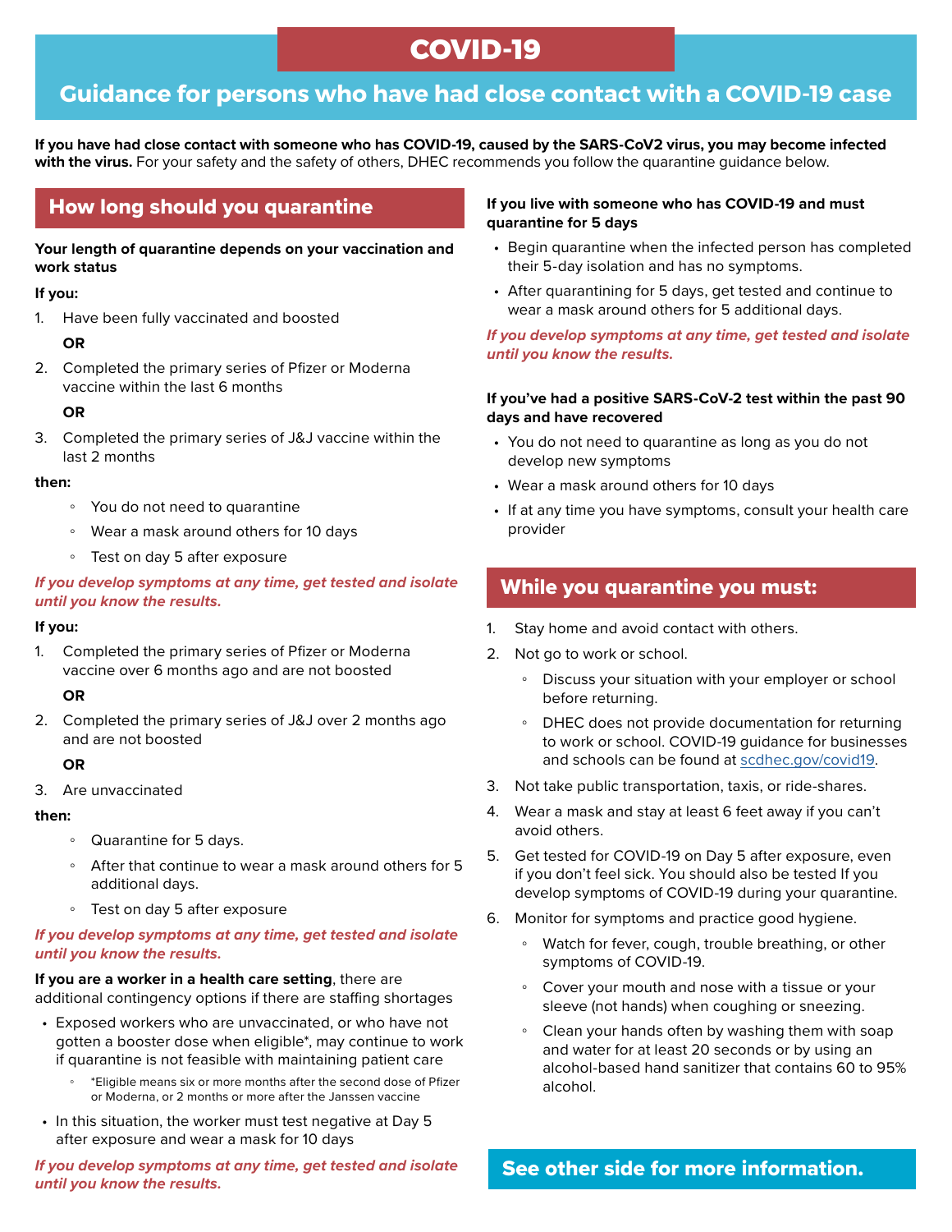# COVID-19

## Guidance for persons who have had close contact with a COVID-19 case

**If you have had close contact with someone who has COVID-19, caused by the SARS-CoV2 virus, you may become infected with the virus.** For your safety and the safety of others, DHEC recommends you follow the quarantine guidance below.

## How long should you quarantine

**Your length of quarantine depends on your vaccination and work status**

**If you:**

1. Have been fully vaccinated and boosted

   **OR**

2. Completed the primary series of Pfizer or Moderna vaccine within the last 6 months

   **OR**

3. Completed the primary series of J&J vaccine within the last 2 months

**then:**

- You do not need to quarantine
- Wear a mask around others for 10 days
- Test on day 5 after exposure

***If you develop symptoms at any time, get tested and isolate until you know the results.***

**If you:**

1. Completed the primary series of Pfizer or Moderna vaccine over 6 months ago and are not boosted

   **OR**

2. Completed the primary series of J&J over 2 months ago and are not boosted

   **OR**

3. Are unvaccinated

**then:**

- Quarantine for 5 days.
- After that continue to wear a mask around others for 5 additional days.
- Test on day 5 after exposure

***If you develop symptoms at any time, get tested and isolate until you know the results.***

**If you are a worker in a health care setting**, there are additional contingency options if there are staffing shortages

- Exposed workers who are unvaccinated, or who have not gotten a booster dose when eligible*, may continue to work if quarantine is not feasible with maintaining patient care
  - *Eligible means six or more months after the second dose of Pfizer or Moderna, or 2 months or more after the Janssen vaccine
- In this situation, the worker must test negative at Day 5 after exposure and wear a mask for 10 days

***If you develop symptoms at any time, get tested and isolate until you know the results.***

**If you live with someone who has COVID-19 and must quarantine for 5 days**

- Begin quarantine when the infected person has completed their 5-day isolation and has no symptoms.
- After quarantining for 5 days, get tested and continue to wear a mask around others for 5 additional days.

***If you develop symptoms at any time, get tested and isolate until you know the results.***

**If you've had a positive SARS-CoV-2 test within the past 90 days and have recovered**

- You do not need to quarantine as long as you do not develop new symptoms
- Wear a mask around others for 10 days
- If at any time you have symptoms, consult your health care provider

## While you quarantine you must:

1. Stay home and avoid contact with others.
2. Not go to work or school.
   - Discuss your situation with your employer or school before returning.
   - DHEC does not provide documentation for returning to work or school. COVID-19 guidance for businesses and schools can be found at scdhec.gov/covid19.
3. Not take public transportation, taxis, or ride-shares.
4. Wear a mask and stay at least 6 feet away if you can't avoid others.
5. Get tested for COVID-19 on Day 5 after exposure, even if you don't feel sick. You should also be tested If you develop symptoms of COVID-19 during your quarantine.
6. Monitor for symptoms and practice good hygiene.
   - Watch for fever, cough, trouble breathing, or other symptoms of COVID-19.
   - Cover your mouth and nose with a tissue or your sleeve (not hands) when coughing or sneezing.
   - Clean your hands often by washing them with soap and water for at least 20 seconds or by using an alcohol-based hand sanitizer that contains 60 to 95% alcohol.

**See other side for more information.**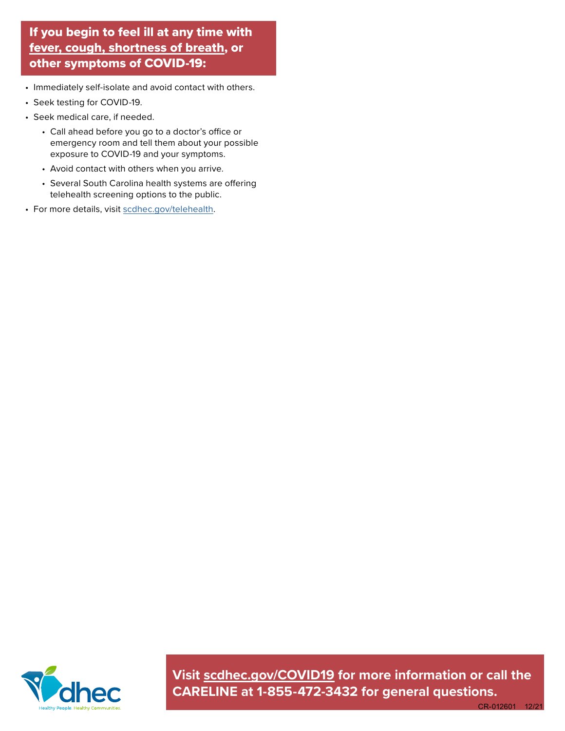## If you begin to feel ill at any time with fever, cough, shortness of breath, or other symptoms of COVID-19:

- Immediately self-isolate and avoid contact with others.
- Seek testing for COVID-19.
- Seek medical care, if needed.
  - Call ahead before you go to a doctor's office or emergency room and tell them about your possible exposure to COVID-19 and your symptoms.
  - Avoid contact with others when you arrive.
  - Several South Carolina health systems are offering telehealth screening options to the public.
- For more details, visit scdhec.gov/telehealth.

dhec

Healthy People. Healthy Communities.

**Visit scdhec.gov/COVID19 for more information or call the CARELINE at 1-855-472-3432 for general questions.**

CR-012601 12/21